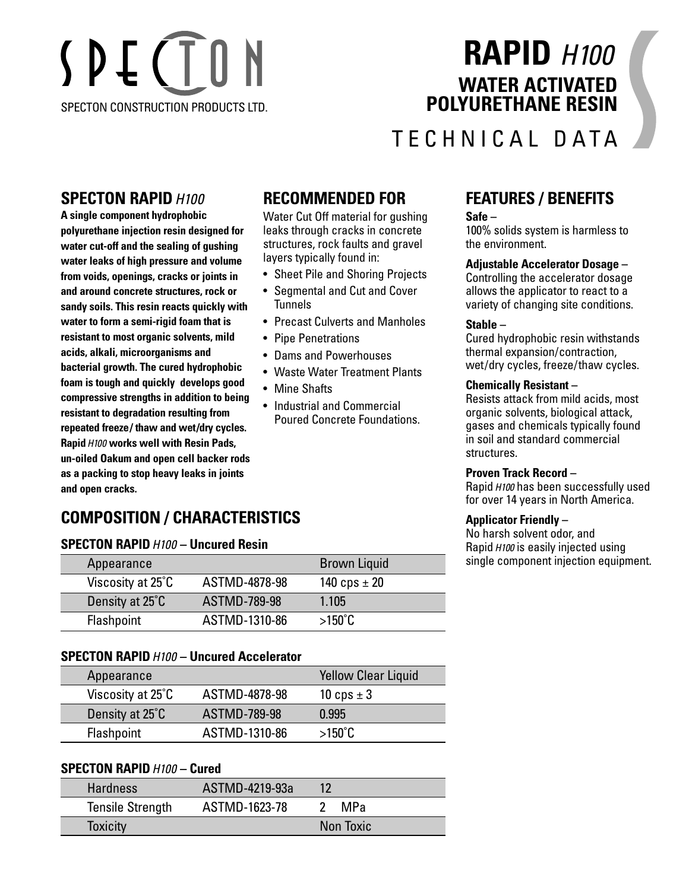# SPECTON

SPECTON CONSTRUCTION PRODUCTS LTD.

# RAPID *H100*

## WATER ACTIVATED POLYURETHANE RESIN

TECHNICAL DATA

## SPECTON RAPID *H100*

**A single component hydrophobic polyurethane injection resin designed for water cut-off and the sealing of gushing water leaks of high pressure and volume from voids, openings, cracks or joints in and around concrete structures, rock or sandy soils. This resin reacts quickly with water to form a semi-rigid foam that is resistant to most organic solvents, mild acids, alkali, microorganisms and bacterial growth. The cured hydrophobic foam is tough and quickly develops good compressive strengths in addition to being resistant to degradation resulting from repeated freeze/ thaw and wet/dry cycles. Rapid *H100* works well with Resin Pads, un-oiled Oakum and open cell backer rods as a packing to stop heavy leaks in joints and open cracks.**

## RECOMMENDED FOR

Water Cut Off material for gushing leaks through cracks in concrete structures, rock faults and gravel layers typically found in:

- Sheet Pile and Shoring Projects
- Segmental and Cut and Cover Tunnels
- Precast Culverts and Manholes
- Pipe Penetrations
- Dams and Powerhouses
- Waste Water Treatment Plants
- Mine Shafts
- Industrial and Commercial Poured Concrete Foundations.

## FEATURES / BENEFITS

**Safe** –
100% solids system is harmless to the environment.

**Adjustable Accelerator Dosage** –
Controlling the accelerator dosage allows the applicator to react to a variety of changing site conditions.

**Stable** –
Cured hydrophobic resin withstands thermal expansion/contraction, wet/dry cycles, freeze/thaw cycles.

**Chemically Resistant** –
Resists attack from mild acids, most organic solvents, biological attack, gases and chemicals typically found in soil and standard commercial structures.

**Proven Track Record** –
Rapid *H100* has been successfully used for over 14 years in North America.

**Applicator Friendly** –
No harsh solvent odor, and Rapid *H100* is easily injected using single component injection equipment.

## COMPOSITION / CHARACTERISTICS

### SPECTON RAPID *H100* – Uncured Resin

| | | |
|---|---|---|
| Appearance | | Brown Liquid |
| Viscosity at 25˚C | ASTMD-4878-98 | 140 cps ± 20 |
| Density at 25˚C | ASTMD-789-98 | 1.105 |
| Flashpoint | ASTMD-1310-86 | >150˚C |

### SPECTON RAPID *H100* – Uncured Accelerator

| | | |
|---|---|---|
| Appearance | | Yellow Clear Liquid |
| Viscosity at 25˚C | ASTMD-4878-98 | 10 cps ± 3 |
| Density at 25˚C | ASTMD-789-98 | 0.995 |
| Flashpoint | ASTMD-1310-86 | >150˚C |

### SPECTON RAPID *H100* – Cured

| | | |
|---|---|---|
| Hardness | ASTMD-4219-93a | 12 |
| Tensile Strength | ASTMD-1623-78 | 2 MPa |
| Toxicity | | Non Toxic |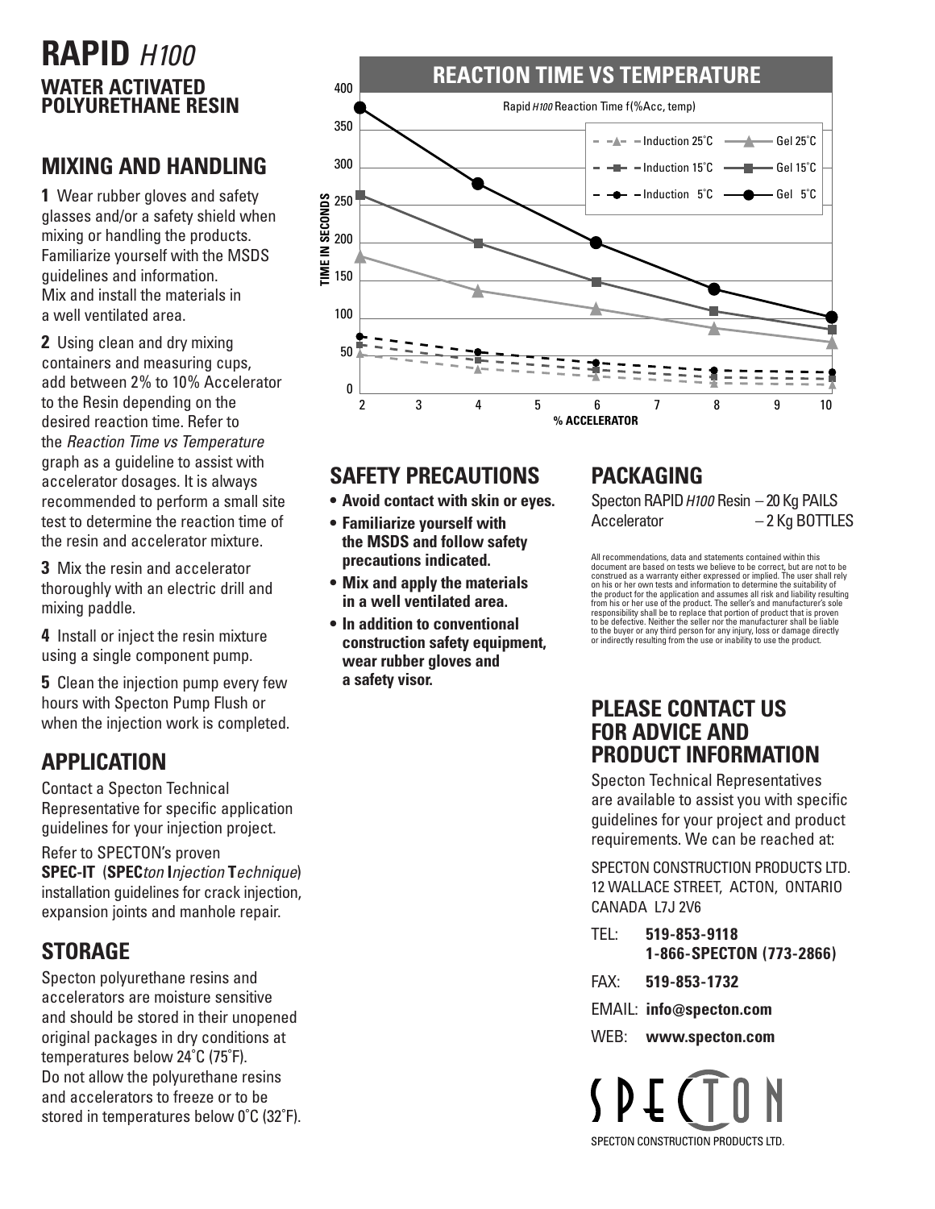# RAPID *H100*

## WATER ACTIVATED POLYURETHANE RESIN

## MIXING AND HANDLING

**1** Wear rubber gloves and safety glasses and/or a safety shield when mixing or handling the products. Familiarize yourself with the MSDS guidelines and information. Mix and install the materials in a well ventilated area.

**2** Using clean and dry mixing containers and measuring cups, add between 2% to 10% Accelerator to the Resin depending on the desired reaction time. Refer to the *Reaction Time vs Temperature* graph as a guideline to assist with accelerator dosages. It is always recommended to perform a small site test to determine the reaction time of the resin and accelerator mixture.

**3** Mix the resin and accelerator thoroughly with an electric drill and mixing paddle.

**4** Install or inject the resin mixture using a single component pump.

**5** Clean the injection pump every few hours with Specton Pump Flush or when the injection work is completed.

## APPLICATION

Contact a Specton Technical Representative for specific application guidelines for your injection project.

Refer to SPECTON's proven **SPEC-IT** (**SPEC***ton* **I***njection* **T***echnique*) installation guidelines for crack injection, expansion joints and manhole repair.

## STORAGE

Specton polyurethane resins and accelerators are moisture sensitive and should be stored in their unopened original packages in dry conditions at temperatures below 24˚C (75˚F). Do not allow the polyurethane resins and accelerators to freeze or to be stored in temperatures below 0˚C (32˚F).

## REACTION TIME VS TEMPERATURE

Rapid *H100* Reaction Time f(%Acc, temp)

Induction 25˚C
Gel 25˚C
Induction 15˚C
Gel 15˚C
Induction 5˚C
Gel 5˚C

TIME IN SECONDS
0
50
100
150
200
250
300
350
400

% ACCELERATOR
2 3 4 5 6 7 8 9 10

## SAFETY PRECAUTIONS

- **Avoid contact with skin or eyes.**
- **Familiarize yourself with the MSDS and follow safety precautions indicated.**
- **Mix and apply the materials in a well ventilated area.**
- **In addition to conventional construction safety equipment, wear rubber gloves and a safety visor.**

## PACKAGING

Specton RAPID *H100* Resin – 20 Kg PAILS
Accelerator – 2 Kg BOTTLES

All recommendations, data and statements contained within this document are based on tests we believe to be correct, but are not to be construed as a warranty either expressed or implied. The user shall rely on his or her own tests and information to determine the suitability of the product for the application and assumes all risk and liability resulting from his or her use of the product. The seller's and manufacturer's sole responsibility shall be to replace that portion of product that is proven to be defective. Neither the seller nor the manufacturer shall be liable to the buyer or any third person for any injury, loss or damage directly or indirectly resulting from the use or inability to use the product.

## PLEASE CONTACT US FOR ADVICE AND PRODUCT INFORMATION

Specton Technical Representatives are available to assist you with specific guidelines for your project and product requirements. We can be reached at:

SPECTON CONSTRUCTION PRODUCTS LTD.
12 WALLACE STREET, ACTON, ONTARIO
CANADA L7J 2V6

TEL: **519-853-9118**
**1-866-SPECTON (773-2866)**

FAX: **519-853-1732**

EMAIL: **info@specton.com**

WEB: **www.specton.com**

SPECTON

SPECTON CONSTRUCTION PRODUCTS LTD.